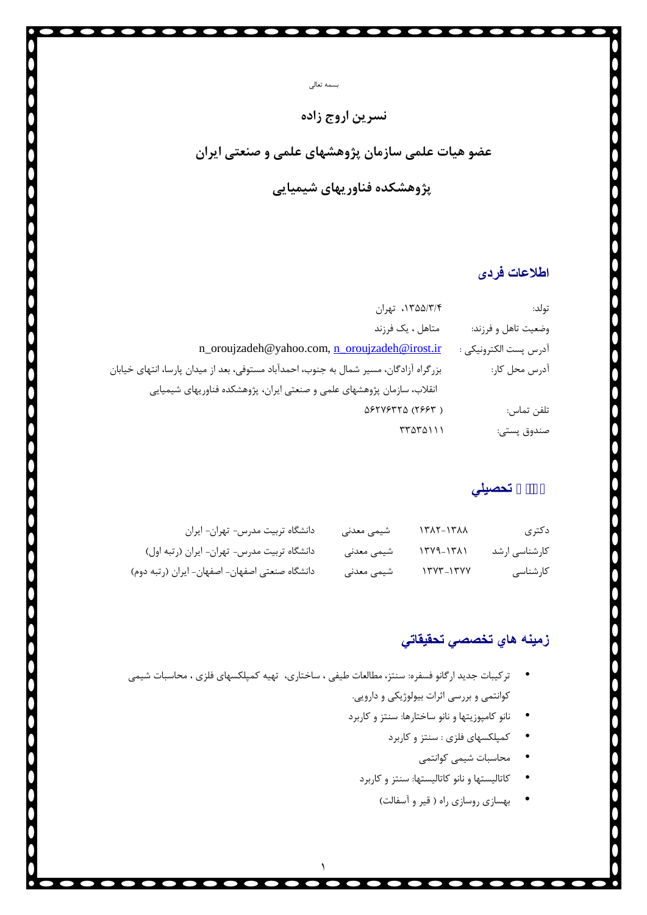بسمه تعالی

# نسرین اروج زاده

## عضو هیات علمی سازمان پژوهشهای علمی و صنعتی ایران

## پژوهشکده فناوریهای شیمیایی

### اطلاعات فردی

تولد: ۱۳۵۵/۳/۴، تهران

وضعیت تاهل و فرزند: متاهل ، یک فرزند

آدرس پست الکترونیکی : n_oroujzadeh@yahoo.com, n_oroujzadeh@irost.ir

آدرس محل کار: بزرگراه آزادگان، مسیر شمال به جنوب، احمدآباد مستوفی، بعد از میدان پارسا، انتهای خیابان انقلاب، سازمان پژوهشهای علمی و صنعتی ایران، پژوهشکده فناوریهای شیمیایی

تلفن تماس: ( ۲۶۶۳) ۵۶۲۷۶۳۲۵

صندوق پستی: ۳۳۵۳۵۱۱۱

### تحصیلي

| | | | |
|---|---|---|---|
| دکتری | ۱۳۸۲-۱۳۸۸ | شیمی معدنی | دانشگاه تربیت مدرس- تهران- ایران |
| کارشناسی ارشد | ۱۳۷۹-۱۳۸۱ | شیمی معدنی | دانشگاه تربیت مدرس- تهران- ایران (رتبه اول) |
| کارشناسی | ۱۳۷۳-۱۳۷۷ | شیمی معدنی | دانشگاه صنعتی اصفهان- اصفهان- ایران (رتبه دوم) |

### زمینه هاي تخصصي تحقيقاتي

- ترکیبات جدید ارگانو فسفره: سنتز، مطالعات طیفی ، ساختاری، تهیه کمپلکسهای فلزی ، محاسبات شیمی کوانتمی و بررسی اثرات بیولوژیکی و دارویی.
- نانو کامپوزیتها و نانو ساختارها: سنتز و کاربرد
- کمپلکسهای فلزی : سنتز و کاربرد
- محاسبات شیمی کوانتمی
- کاتالیستها و نانو کاتالیستها: سنتز و کاربرد
- بهسازی روسازی راه ( قیر و آسفالت)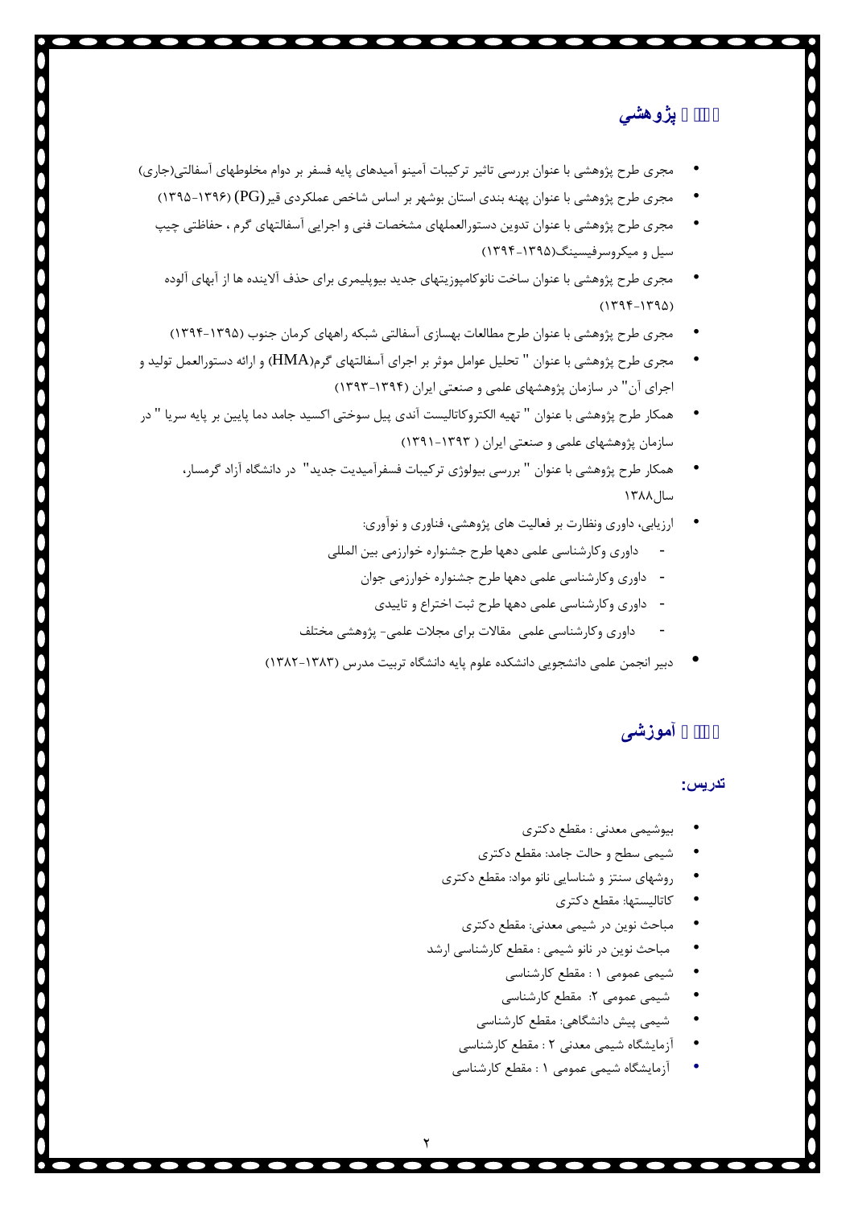## سوابق پژوهشي

- مجری طرح پژوهشی با عنوان بررسی تاثیر ترکیبات آمینو آمیدهای پایه فسفر بر دوام مخلوطهای آسفالتی(جاری)
- مجری طرح پژوهشی با عنوان پهنه بندی استان بوشهر بر اساس شاخص عملکردی قیر(PG) (۱۳۹۶-۱۳۹۵)
- مجری طرح پژوهشی با عنوان تدوین دستورالعملهای مشخصات فنی و اجرایی آسفالتهای گرم ، حفاظتی چیپ سیل و میکروسرفیسینگ(۱۳۹۵-۱۳۹۴)
- مجری طرح پژوهشی با عنوان ساخت نانوکامپوزیتهای جدید بیوپلیمری برای حذف آلاینده ها از آبهای آلوده (۱۳۹۴-۱۳۹۵)
- مجری طرح پژوهشی با عنوان طرح مطالعات بهسازی آسفالتی شبکه راههای کرمان جنوب (۱۳۹۵-۱۳۹۴)
- مجری طرح پژوهشی با عنوان " تحلیل عوامل موثر بر اجرای آسفالتهای گرم(HMA) و ارائه دستورالعمل تولید و اجرای آن" در سازمان پژوهشهای علمی و صنعتی ایران (۱۳۹۴-۱۳۹۳)
- همکار طرح پژوهشی با عنوان " تهیه الکتروکاتالیست آندی پیل سوختی اکسید جامد دما پایین بر پایه سریا " در سازمان پژوهشهای علمی و صنعتی ایران ( ۱۳۹۳-۱۳۹۱)
- همکار طرح پژوهشی با عنوان " بررسی بیولوژی ترکیبات فسفرآمیدیت جدید" در دانشگاه آزاد گرمسار، سال۱۳۸۸
- ارزیابی، داوری ونظارت بر فعالیت های پژوهشی، فناوری و نوآوری:
  - داوری وکارشناسی علمی دهها طرح جشنواره خوارزمی بین المللی
  - داوری وکارشناسی علمی دهها طرح جشنواره خوارزمی جوان
  - داوری وکارشناسی علمی دهها طرح ثبت اختراع و تاییدی
  - داوری وکارشناسی علمی مقالات برای مجلات علمی- پژوهشی مختلف
- دبیر انجمن علمی دانشجویی دانشکده علوم پایه دانشگاه تربیت مدرس (۱۳۸۳-۱۳۸۲)

## سوابق آموزشی

### تدریس:

- بیوشیمی معدنی : مقطع دکتری
- شیمی سطح و حالت جامد: مقطع دکتری
- روشهای سنتز و شناسایی نانو مواد: مقطع دکتری
- کاتالیستها: مقطع دکتری
- مباحث نوین در شیمی معدنی: مقطع دکتری
- مباحث نوین در نانو شیمی : مقطع کارشناسی ارشد
- شیمی عمومی ۱ : مقطع کارشناسی
- شیمی عمومی ۲: مقطع کارشناسی
- شیمی پیش دانشگاهی: مقطع کارشناسی
- آزمایشگاه شیمی معدنی ۲ : مقطع کارشناسی
- آزمایشگاه شیمی عمومی ۱ : مقطع کارشناسی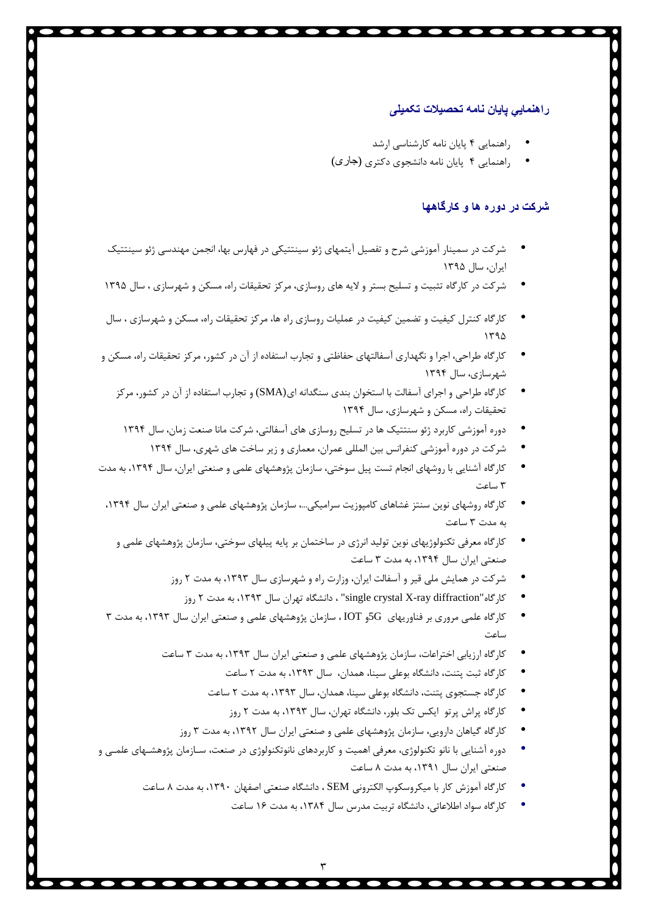## راهنمایی پایان نامه تحصیلات تکمیلی

- راهنمایی ۴ پایان نامه کارشناسی ارشد
- راهنمایی ۴ پایان نامه دانشجوی دکتری (جاری)

## شرکت در دوره ها و کارگاهها

- شرکت در سمینار آموزشی شرح و تفصیل آیتمهای ژئو سینتتیکی در فهارس بها، انجمن مهندسی ژئو سینتتیک ایران، سال ۱۳۹۵
- شرکت در کارگاه تثبیت و تسلیح بستر و لایه های روسازی، مرکز تحقیقات راه، مسکن و شهرسازی ، سال ۱۳۹۵
- کارگاه کنترل کیفیت و تضمین کیفیت در عملیات روسازی راه ها، مرکز تحقیقات راه، مسکن و شهرسازی ، سال ۱۳۹۵
- کارگاه طراحی، اجرا و نگهداری آسفالتهای حفاظتی و تجارب استفاده از آن در کشور، مرکز تحقیقات راه، مسکن و شهرسازی، سال ۱۳۹۴
- کارگاه طراحی و اجرای آسفالت با استخوان بندی سنگدانه ای(SMA) و تجارب استفاده از آن در کشور، مرکز تحقیقات راه، مسکن و شهرسازی، سال ۱۳۹۴
- دوره آموزشی کاربرد ژئو سنتتیک ها در تسلیح روسازی های آسفالتی، شرکت مانا صنعت زمان، سال ۱۳۹۴
- شرکت در دوره آموزشی کنفرانس بین المللی عمران، معماری و زیر ساخت های شهری، سال ۱۳۹۴
- کارگاه آشنایی با روشهای انجام تست پیل سوختی، سازمان پژوهشهای علمی و صنعتی ایران، سال ۱۳۹۴، به مدت ۳ ساعت
- کارگاه روشهای نوین سنتز غشاهای کامپوزیت سرامیکی...، سازمان پژوهشهای علمی و صنعتی ایران سال ۱۳۹۴، به مدت ۳ ساعت
- کارگاه معرفی تکنولوژیهای نوین تولید انرژی در ساختمان بر پایه پیلهای سوختی، سازمان پژوهشهای علمی و صنعتی ایران سال ۱۳۹۴، به مدت ۳ ساعت
- شرکت در همایش ملی قیر و آسفالت ایران، وزارت راه و شهرسازی سال ۱۳۹۳، به مدت ۲ روز
- کارگاه"single crystal X-ray diffraction" ، دانشگاه تهران سال ۱۳۹۳، به مدت ۲ روز
- کارگاه علمی مروری بر فناوریهای 5Gو IOT ، سازمان پژوهشهای علمی و صنعتی ایران سال ۱۳۹۳، به مدت ۳ ساعت
- کارگاه ارزیابی اختراعات، سازمان پژوهشهای علمی و صنعتی ایران سال ۱۳۹۳، به مدت ۳ ساعت
- کارگاه ثبت پتنت، دانشگاه بوعلی سینا، همدان، سال ۱۳۹۳، به مدت ۲ ساعت
- کارگاه جستجوی پتنت، دانشگاه بوعلی سینا، همدان، سال ۱۳۹۳، به مدت ۲ ساعت
- کارگاه پراش پرتو ایکس تک بلور، دانشگاه تهران، سال ۱۳۹۳، به مدت ۲ روز
- کارگاه گیاهان دارویی، سازمان پژوهشهای علمی و صنعتی ایران سال ۱۳۹۲، به مدت ۳ روز
- دوره آشنایی با نانو تکنولوژی، معرفی اهمیت و کاربردهای نانوتکنولوژی در صنعت، سازمان پژوهشهای علمی و صنعتی ایران سال ۱۳۹۱، به مدت ۸ ساعت
- کارگاه آموزش کار با میکروسکوپ الکترونی SEM ، دانشگاه صنعتی اصفهان ۱۳۹۰، به مدت ۸ ساعت
- کارگاه سواد اطلاعاتی، دانشگاه تربیت مدرس سال ۱۳۸۴، به مدت ۱۶ ساعت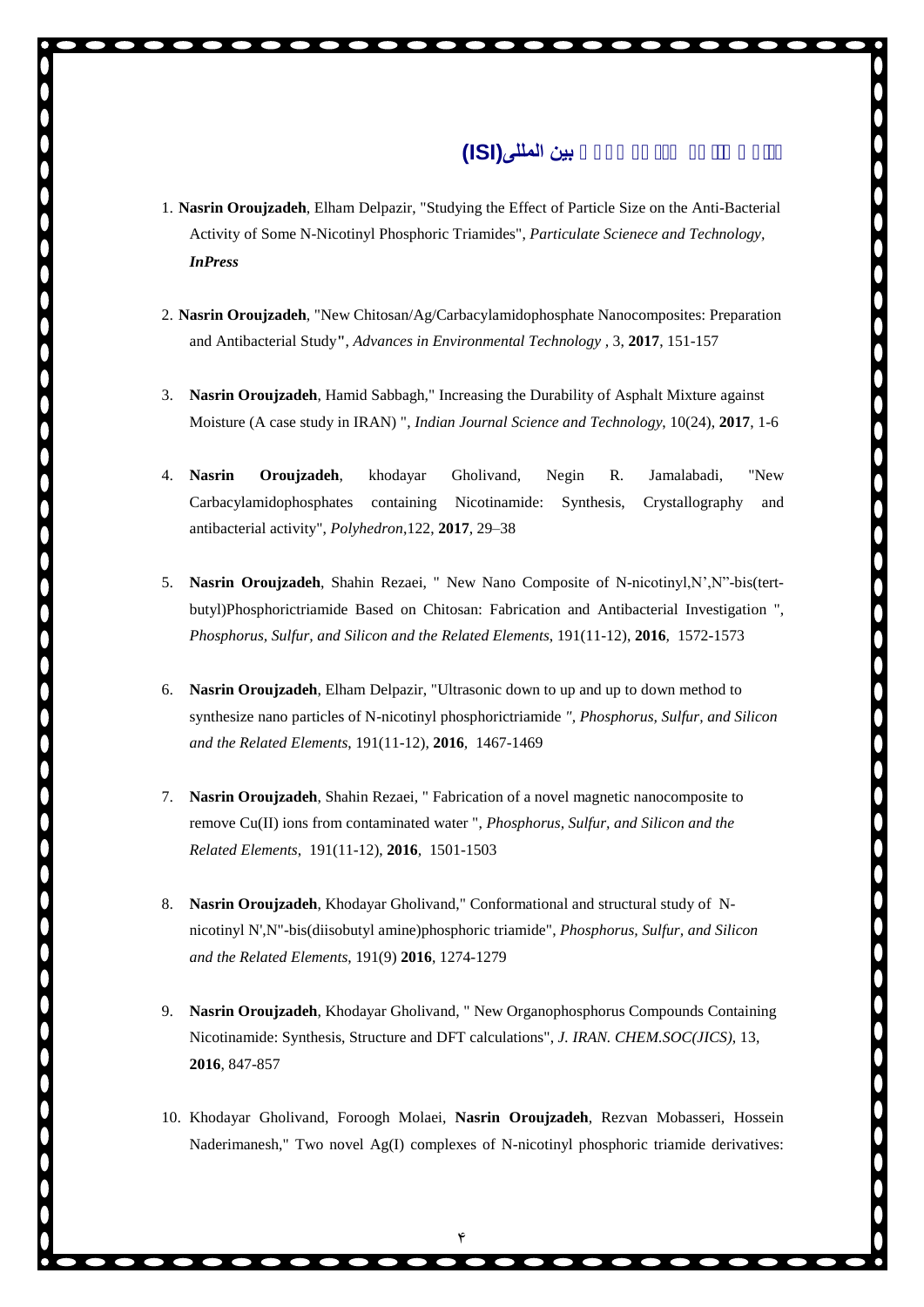## بین المللی(ISI)

1. **Nasrin Oroujzadeh**, Elham Delpazir, "Studying the Effect of Particle Size on the Anti-Bacterial Activity of Some N-Nicotinyl Phosphoric Triamides", *Particulate Scienece and Technology*, ***InPress***

2. **Nasrin Oroujzadeh**, "New Chitosan/Ag/Carbacylamidophosphate Nanocomposites: Preparation and Antibacterial Study", *Advances in Environmental Technology* , 3, **2017**, 151-157

3. **Nasrin Oroujzadeh**, Hamid Sabbagh," Increasing the Durability of Asphalt Mixture against Moisture (A case study in IRAN) ", *Indian Journal Science and Technology*, 10(24), **2017**, 1-6

4. **Nasrin Oroujzadeh**, khodayar Gholivand, Negin R. Jamalabadi, "New Carbacylamidophosphates containing Nicotinamide: Synthesis, Crystallography and antibacterial activity", *Polyhedron*,122, **2017**, 29–38

5. **Nasrin Oroujzadeh**, Shahin Rezaei, " New Nano Composite of N-nicotinyl,N',N"-bis(tert-butyl)Phosphorictriamide Based on Chitosan: Fabrication and Antibacterial Investigation ", *Phosphorus, Sulfur, and Silicon and the Related Elements*, 191(11-12), **2016**, 1572-1573

6. **Nasrin Oroujzadeh**, Elham Delpazir, "Ultrasonic down to up and up to down method to synthesize nano particles of N-nicotinyl phosphorictriamide *", Phosphorus, Sulfur, and Silicon and the Related Elements*, 191(11-12), **2016**, 1467-1469

7. **Nasrin Oroujzadeh**, Shahin Rezaei, " Fabrication of a novel magnetic nanocomposite to remove Cu(II) ions from contaminated water ", *Phosphorus, Sulfur, and Silicon and the Related Elements*, 191(11-12), **2016**, 1501-1503

8. **Nasrin Oroujzadeh**, Khodayar Gholivand," Conformational and structural study of N-nicotinyl N',N"-bis(diisobutyl amine)phosphoric triamide", *Phosphorus, Sulfur, and Silicon and the Related Elements*, 191(9) **2016**, 1274-1279

9. **Nasrin Oroujzadeh**, Khodayar Gholivand, " New Organophosphorus Compounds Containing Nicotinamide: Synthesis, Structure and DFT calculations", *J. IRAN. CHEM.SOC(JICS)*, 13, **2016**, 847-857

10. Khodayar Gholivand, Foroogh Molaei, **Nasrin Oroujzadeh**, Rezvan Mobasseri, Hossein Naderimanesh," Two novel Ag(I) complexes of N-nicotinyl phosphoric triamide derivatives: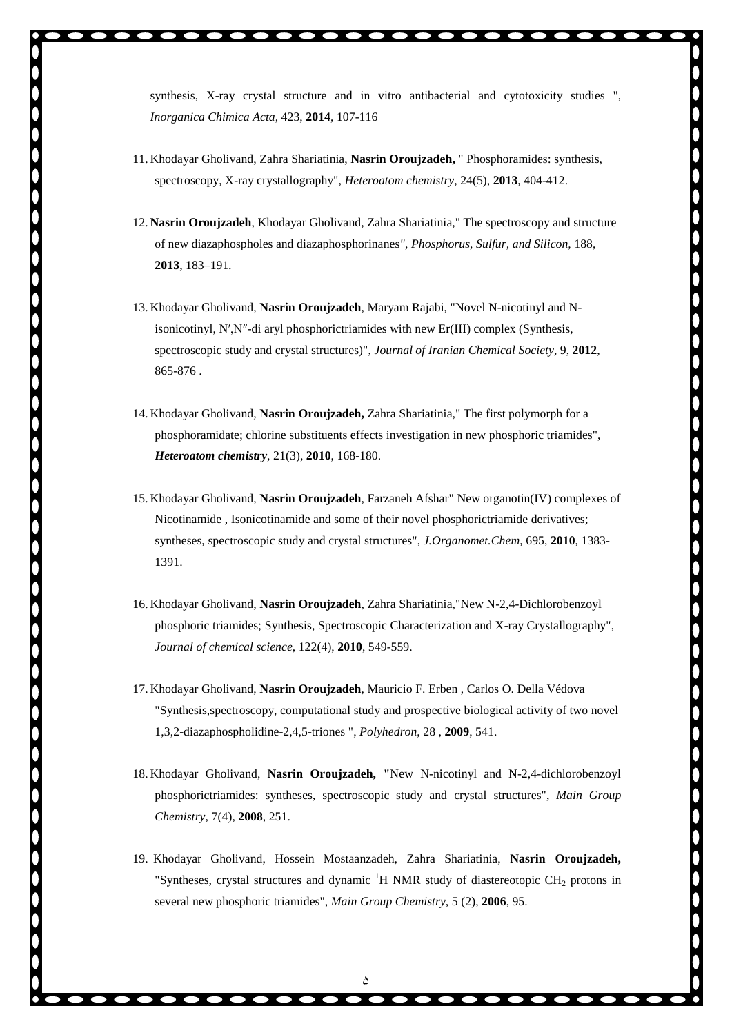synthesis, X-ray crystal structure and in vitro antibacterial and cytotoxicity studies ", *Inorganica Chimica Acta*, 423, **2014**, 107-116

11. Khodayar Gholivand, Zahra Shariatinia, **Nasrin Oroujzadeh,** " Phosphoramides: synthesis, spectroscopy, X-ray crystallography", *Heteroatom chemistry*, 24(5), **2013**, 404-412.

12. **Nasrin Oroujzadeh**, Khodayar Gholivand, Zahra Shariatinia," The spectroscopy and structure of new diazaphospholes and diazaphosphorinanes*", Phosphorus, Sulfur, and Silicon*, 188, **2013**, 183–191.

13. Khodayar Gholivand, **Nasrin Oroujzadeh**, Maryam Rajabi, "Novel N-nicotinyl and N-isonicotinyl, N′,N″-di aryl phosphorictriamides with new Er(III) complex (Synthesis, spectroscopic study and crystal structures)", *Journal of Iranian Chemical Society*, 9, **2012**, 865-876 .

14. Khodayar Gholivand, **Nasrin Oroujzadeh,** Zahra Shariatinia," The first polymorph for a phosphoramidate; chlorine substituents effects investigation in new phosphoric triamides", ***Heteroatom chemistry***, 21(3), **2010**, 168-180.

15. Khodayar Gholivand, **Nasrin Oroujzadeh**, Farzaneh Afshar" New organotin(IV) complexes of Nicotinamide , Isonicotinamide and some of their novel phosphorictriamide derivatives; syntheses, spectroscopic study and crystal structures", *J.Organomet.Chem*, 695, **2010**, 1383-1391.

16. Khodayar Gholivand, **Nasrin Oroujzadeh**, Zahra Shariatinia,"New N-2,4-Dichlorobenzoyl phosphoric triamides; Synthesis, Spectroscopic Characterization and X-ray Crystallography", *Journal of chemical science*, 122(4), **2010**, 549-559.

17. Khodayar Gholivand, **Nasrin Oroujzadeh**, Mauricio F. Erben , Carlos O. Della Védova "Synthesis,spectroscopy, computational study and prospective biological activity of two novel 1,3,2-diazaphospholidine-2,4,5-triones ", *Polyhedron*, 28 , **2009**, 541.

18. Khodayar Gholivand, **Nasrin Oroujzadeh, "**New N-nicotinyl and N-2,4-dichlorobenzoyl phosphorictriamides: syntheses, spectroscopic study and crystal structures", *Main Group Chemistry*, 7(4), **2008**, 251.

19. Khodayar Gholivand, Hossein Mostaanzadeh, Zahra Shariatinia, **Nasrin Oroujzadeh,** "Syntheses, crystal structures and dynamic $^{1}$H NMR study of diastereotopic $CH_2$ protons in several new phosphoric triamides", *Main Group Chemistry*, 5 (2), **2006**, 95.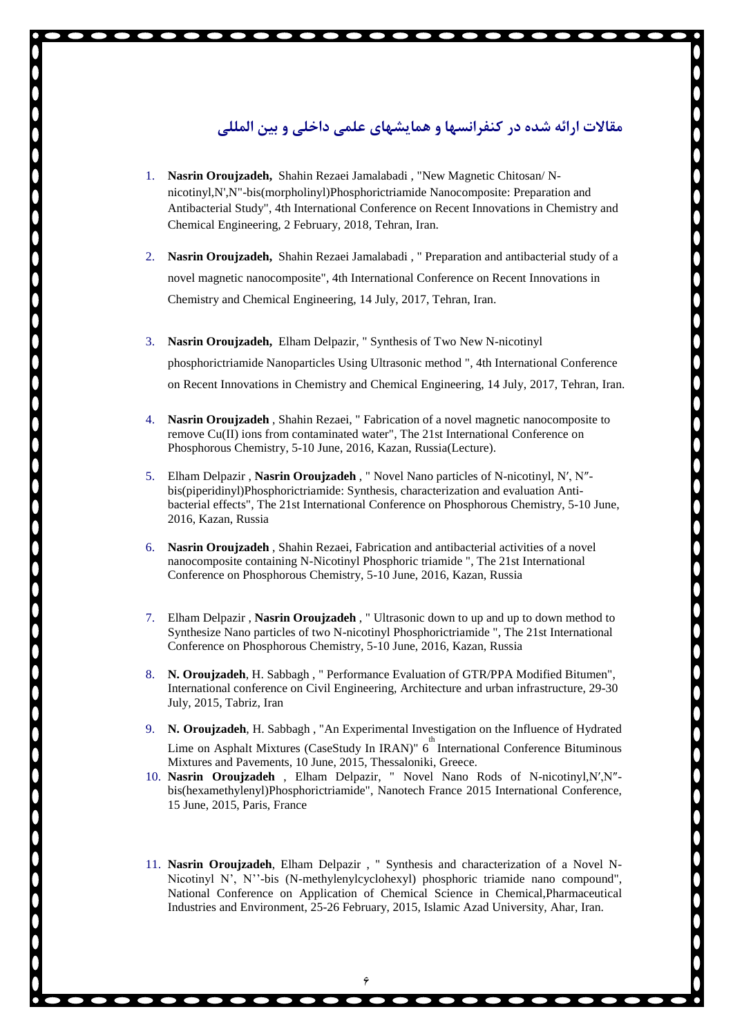## مقالات ارائه شده در کنفرانسها و همایشهای علمی داخلی و بین المللی

1. **Nasrin Oroujzadeh,** Shahin Rezaei Jamalabadi , "New Magnetic Chitosan/ N-nicotinyl,N',N"-bis(morpholinyl)Phosphorictriamide Nanocomposite: Preparation and Antibacterial Study", 4th International Conference on Recent Innovations in Chemistry and Chemical Engineering, 2 February, 2018, Tehran, Iran.

2. **Nasrin Oroujzadeh,** Shahin Rezaei Jamalabadi , " Preparation and antibacterial study of a novel magnetic nanocomposite", 4th International Conference on Recent Innovations in Chemistry and Chemical Engineering, 14 July, 2017, Tehran, Iran.

3. **Nasrin Oroujzadeh,** Elham Delpazir, " Synthesis of Two New N-nicotinyl phosphorictriamide Nanoparticles Using Ultrasonic method ", 4th International Conference on Recent Innovations in Chemistry and Chemical Engineering, 14 July, 2017, Tehran, Iran.

4. **Nasrin Oroujzadeh** , Shahin Rezaei, " Fabrication of a novel magnetic nanocomposite to remove Cu(II) ions from contaminated water", The 21st International Conference on Phosphorous Chemistry, 5-10 June, 2016, Kazan, Russia(Lecture).

5. Elham Delpazir , **Nasrin Oroujzadeh** , " Novel Nano particles of N-nicotinyl, N′, N″-bis(piperidinyl)Phosphorictriamide: Synthesis, characterization and evaluation Anti-bacterial effects", The 21st International Conference on Phosphorous Chemistry, 5-10 June, 2016, Kazan, Russia

6. **Nasrin Oroujzadeh** , Shahin Rezaei, Fabrication and antibacterial activities of a novel nanocomposite containing N-Nicotinyl Phosphoric triamide ", The 21st International Conference on Phosphorous Chemistry, 5-10 June, 2016, Kazan, Russia

7. Elham Delpazir , **Nasrin Oroujzadeh** , " Ultrasonic down to up and up to down method to Synthesize Nano particles of two N-nicotinyl Phosphorictriamide ", The 21st International Conference on Phosphorous Chemistry, 5-10 June, 2016, Kazan, Russia

8. **N. Oroujzadeh**, H. Sabbagh , " Performance Evaluation of GTR/PPA Modified Bitumen", International conference on Civil Engineering, Architecture and urban infrastructure, 29-30 July, 2015, Tabriz, Iran

9. **N. Oroujzadeh**, H. Sabbagh , "An Experimental Investigation on the Influence of Hydrated Lime on Asphalt Mixtures (CaseStudy In IRAN)" 6th International Conference Bituminous Mixtures and Pavements, 10 June, 2015, Thessaloniki, Greece.

10. **Nasrin Oroujzadeh** , Elham Delpazir, " Novel Nano Rods of N-nicotinyl,N′,N″-bis(hexamethylenyl)Phosphorictriamide", Nanotech France 2015 International Conference, 15 June, 2015, Paris, France

11. **Nasrin Oroujzadeh**, Elham Delpazir , " Synthesis and characterization of a Novel N-Nicotinyl N’, N’’-bis (N-methylenylcyclohexyl) phosphoric triamide nano compound", National Conference on Application of Chemical Science in Chemical,Pharmaceutical Industries and Environment, 25-26 February, 2015, Islamic Azad University, Ahar, Iran.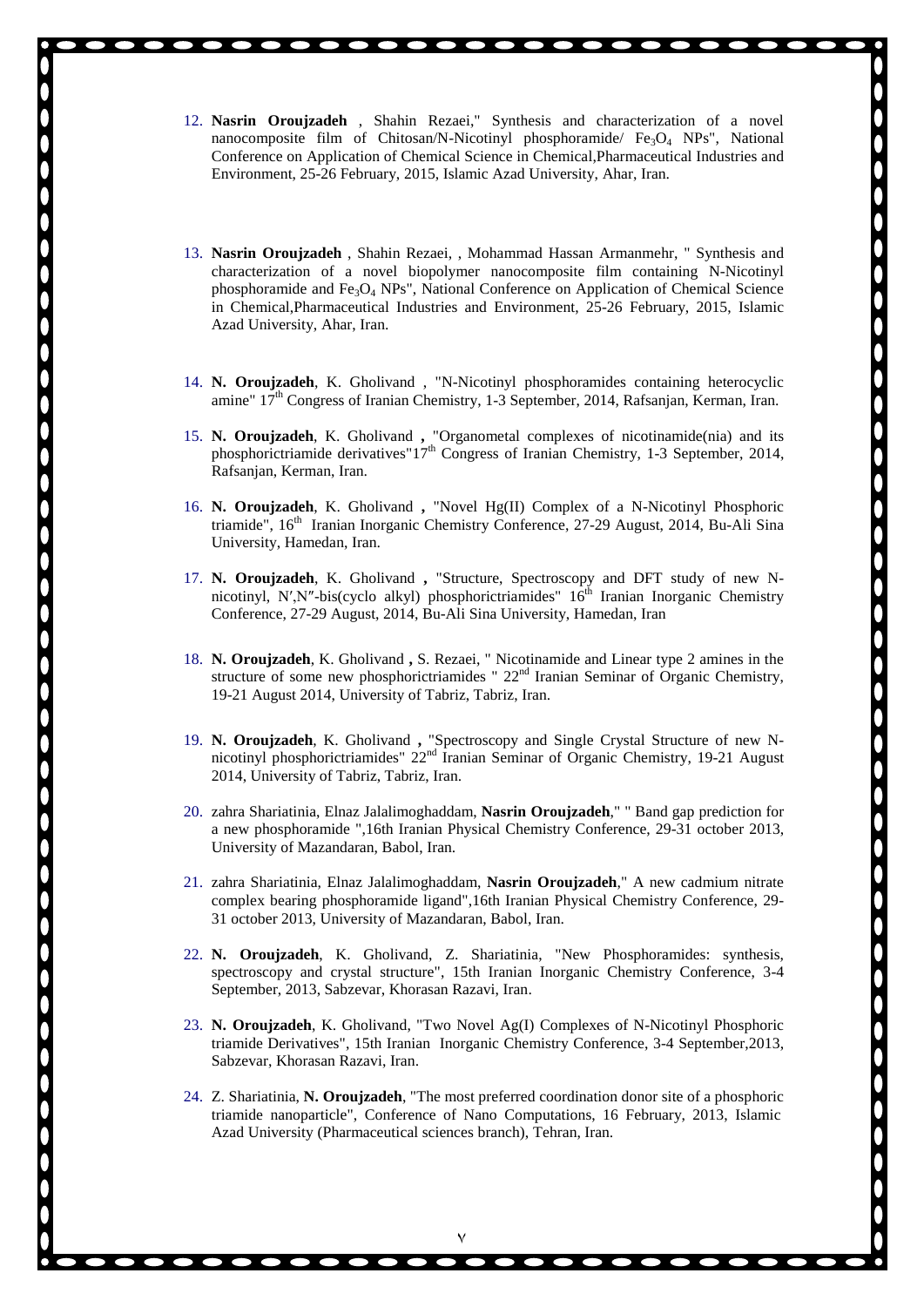12. **Nasrin Oroujzadeh** , Shahin Rezaei," Synthesis and characterization of a novel nanocomposite film of Chitosan/N-Nicotinyl phosphoramide/ $Fe_3O_4$ NPs", National Conference on Application of Chemical Science in Chemical,Pharmaceutical Industries and Environment, 25-26 February, 2015, Islamic Azad University, Ahar, Iran.

13. **Nasrin Oroujzadeh** , Shahin Rezaei, , Mohammad Hassan Armanmehr, " Synthesis and characterization of a novel biopolymer nanocomposite film containing N-Nicotinyl phosphoramide and $Fe_3O_4$ NPs", National Conference on Application of Chemical Science in Chemical,Pharmaceutical Industries and Environment, 25-26 February, 2015, Islamic Azad University, Ahar, Iran.

14. **N. Oroujzadeh**, K. Gholivand , "N-Nicotinyl phosphoramides containing heterocyclic amine" 17th Congress of Iranian Chemistry, 1-3 September, 2014, Rafsanjan, Kerman, Iran.

15. **N. Oroujzadeh**, K. Gholivand **,** "Organometal complexes of nicotinamide(nia) and its phosphorictriamide derivatives"17th Congress of Iranian Chemistry, 1-3 September, 2014, Rafsanjan, Kerman, Iran.

16. **N. Oroujzadeh**, K. Gholivand **,** "Novel Hg(II) Complex of a N-Nicotinyl Phosphoric triamide", 16th Iranian Inorganic Chemistry Conference, 27-29 August, 2014, Bu-Ali Sina University, Hamedan, Iran.

17. **N. Oroujzadeh**, K. Gholivand **,** "Structure, Spectroscopy and DFT study of new N-nicotinyl, N′,N″-bis(cyclo alkyl) phosphorictriamides" 16th Iranian Inorganic Chemistry Conference, 27-29 August, 2014, Bu-Ali Sina University, Hamedan, Iran

18. **N. Oroujzadeh**, K. Gholivand **,** S. Rezaei, " Nicotinamide and Linear type 2 amines in the structure of some new phosphorictriamides " 22nd Iranian Seminar of Organic Chemistry, 19-21 August 2014, University of Tabriz, Tabriz, Iran.

19. **N. Oroujzadeh**, K. Gholivand **,** "Spectroscopy and Single Crystal Structure of new N-nicotinyl phosphorictriamides" 22nd Iranian Seminar of Organic Chemistry, 19-21 August 2014, University of Tabriz, Tabriz, Iran.

20. zahra Shariatinia, Elnaz Jalalimoghaddam, **Nasrin Oroujzadeh**," " Band gap prediction for a new phosphoramide ",16th Iranian Physical Chemistry Conference, 29-31 october 2013, University of Mazandaran, Babol, Iran.

21. zahra Shariatinia, Elnaz Jalalimoghaddam, **Nasrin Oroujzadeh**," A new cadmium nitrate complex bearing phosphoramide ligand",16th Iranian Physical Chemistry Conference, 29-31 october 2013, University of Mazandaran, Babol, Iran.

22. **N. Oroujzadeh**, K. Gholivand, Z. Shariatinia, "New Phosphoramides: synthesis, spectroscopy and crystal structure", 15th Iranian Inorganic Chemistry Conference, 3-4 September, 2013, Sabzevar, Khorasan Razavi, Iran.

23. **N. Oroujzadeh**, K. Gholivand, "Two Novel Ag(I) Complexes of N-Nicotinyl Phosphoric triamide Derivatives", 15th Iranian Inorganic Chemistry Conference, 3-4 September,2013, Sabzevar, Khorasan Razavi, Iran.

24. Z. Shariatinia, **N. Oroujzadeh**, "The most preferred coordination donor site of a phosphoric triamide nanoparticle", Conference of Nano Computations, 16 February, 2013, Islamic Azad University (Pharmaceutical sciences branch), Tehran, Iran.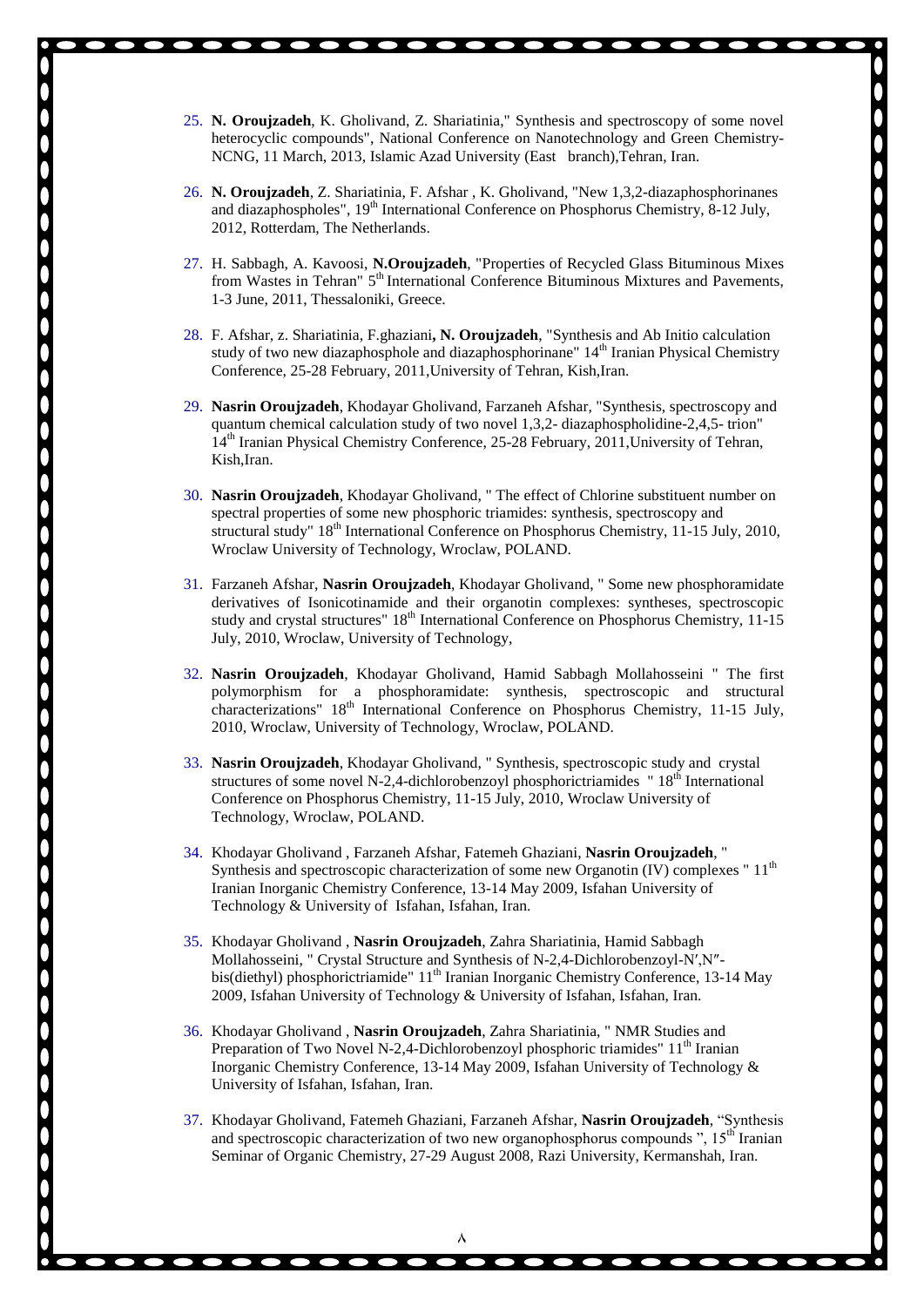25. **N. Oroujzadeh**, K. Gholivand, Z. Shariatinia," Synthesis and spectroscopy of some novel heterocyclic compounds", National Conference on Nanotechnology and Green Chemistry-NCNG, 11 March, 2013, Islamic Azad University (East branch),Tehran, Iran.

26. **N. Oroujzadeh**, Z. Shariatinia, F. Afshar , K. Gholivand, "New 1,3,2-diazaphosphorinanes and diazaphospholes", 19th International Conference on Phosphorus Chemistry, 8-12 July, 2012, Rotterdam, The Netherlands.

27. H. Sabbagh, A. Kavoosi, **N.Oroujzadeh**, "Properties of Recycled Glass Bituminous Mixes from Wastes in Tehran" 5th International Conference Bituminous Mixtures and Pavements, 1-3 June, 2011, Thessaloniki, Greece.

28. F. Afshar, z. Shariatinia, F.ghaziani**, N. Oroujzadeh**, "Synthesis and Ab Initio calculation study of two new diazaphosphole and diazaphosphorinane" 14th Iranian Physical Chemistry Conference, 25-28 February, 2011,University of Tehran, Kish,Iran.

29. **Nasrin Oroujzadeh**, Khodayar Gholivand, Farzaneh Afshar, "Synthesis, spectroscopy and quantum chemical calculation study of two novel 1,3,2- diazaphospholidine-2,4,5- trion" 14th Iranian Physical Chemistry Conference, 25-28 February, 2011,University of Tehran, Kish,Iran.

30. **Nasrin Oroujzadeh**, Khodayar Gholivand, " The effect of Chlorine substituent number on spectral properties of some new phosphoric triamides: synthesis, spectroscopy and structural study" 18th International Conference on Phosphorus Chemistry, 11-15 July, 2010, Wroclaw University of Technology, Wroclaw, POLAND.

31. Farzaneh Afshar, **Nasrin Oroujzadeh**, Khodayar Gholivand, " Some new phosphoramidate derivatives of Isonicotinamide and their organotin complexes: syntheses, spectroscopic study and crystal structures" 18th International Conference on Phosphorus Chemistry, 11-15 July, 2010, Wroclaw, University of Technology,

32. **Nasrin Oroujzadeh**, Khodayar Gholivand, Hamid Sabbagh Mollahosseini " The first polymorphism for a phosphoramidate: synthesis, spectroscopic and structural characterizations" 18th International Conference on Phosphorus Chemistry, 11-15 July, 2010, Wroclaw, University of Technology, Wroclaw, POLAND.

33. **Nasrin Oroujzadeh**, Khodayar Gholivand, " Synthesis, spectroscopic study and crystal structures of some novel N-2,4-dichlorobenzoyl phosphorictriamides " 18th International Conference on Phosphorus Chemistry, 11-15 July, 2010, Wroclaw University of Technology, Wroclaw, POLAND.

34. Khodayar Gholivand , Farzaneh Afshar, Fatemeh Ghaziani, **Nasrin Oroujzadeh**, " Synthesis and spectroscopic characterization of some new Organotin (IV) complexes " 11th Iranian Inorganic Chemistry Conference, 13-14 May 2009, Isfahan University of Technology & University of Isfahan, Isfahan, Iran.

35. Khodayar Gholivand , **Nasrin Oroujzadeh**, Zahra Shariatinia, Hamid Sabbagh Mollahosseini, " Crystal Structure and Synthesis of N-2,4-Dichlorobenzoyl-N′,N″-bis(diethyl) phosphorictriamide" 11th Iranian Inorganic Chemistry Conference, 13-14 May 2009, Isfahan University of Technology & University of Isfahan, Isfahan, Iran.

36. Khodayar Gholivand , **Nasrin Oroujzadeh**, Zahra Shariatinia, " NMR Studies and Preparation of Two Novel N-2,4-Dichlorobenzoyl phosphoric triamides" 11th Iranian Inorganic Chemistry Conference, 13-14 May 2009, Isfahan University of Technology & University of Isfahan, Isfahan, Iran.

37. Khodayar Gholivand, Fatemeh Ghaziani, Farzaneh Afshar, **Nasrin Oroujzadeh**, "Synthesis and spectroscopic characterization of two new organophosphorus compounds ", 15th Iranian Seminar of Organic Chemistry, 27-29 August 2008, Razi University, Kermanshah, Iran.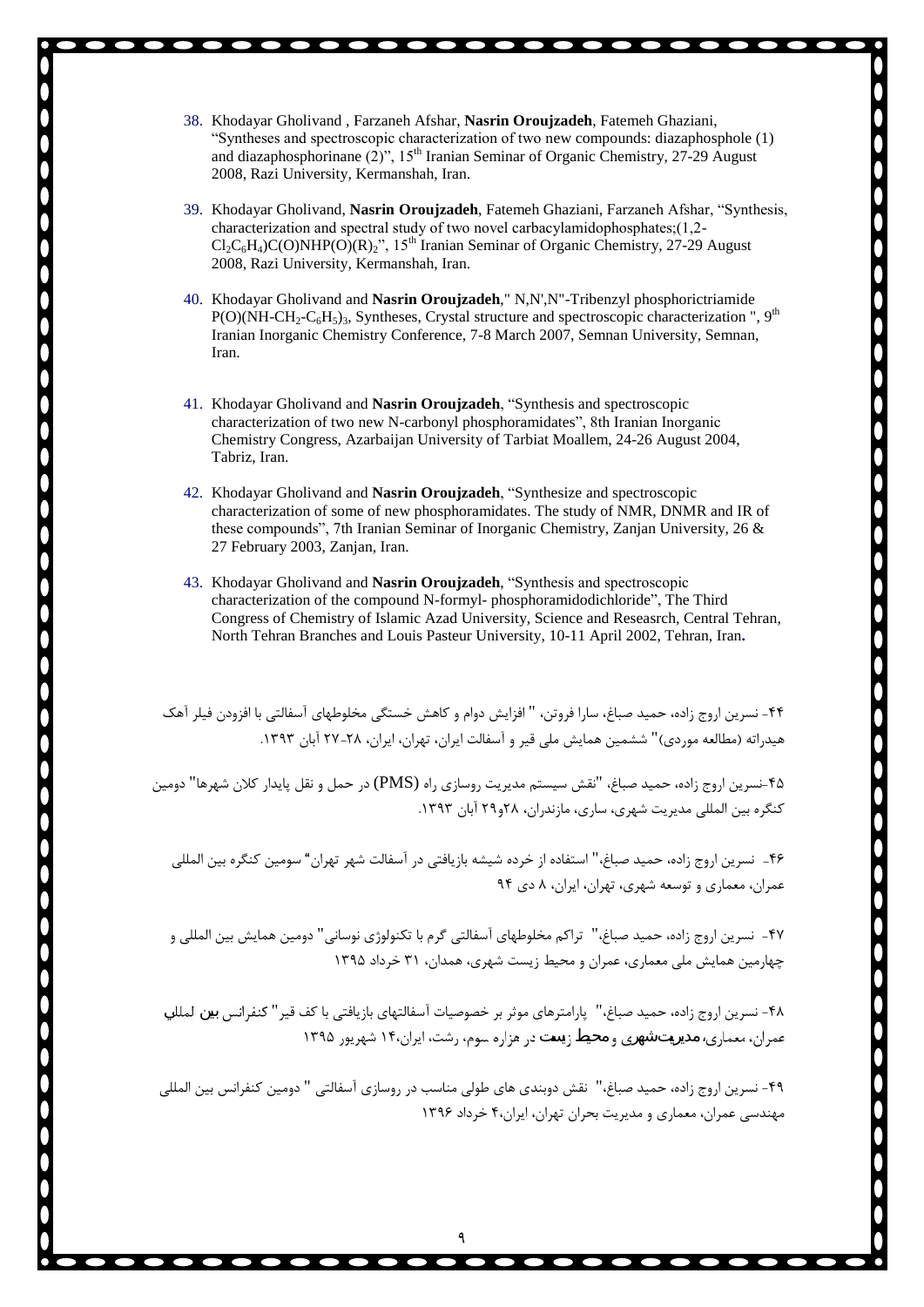38. Khodayar Gholivand , Farzaneh Afshar, **Nasrin Oroujzadeh**, Fatemeh Ghaziani, "Syntheses and spectroscopic characterization of two new compounds: diazaphosphole (1) and diazaphosphorinane (2)", 15th Iranian Seminar of Organic Chemistry, 27-29 August 2008, Razi University, Kermanshah, Iran.

39. Khodayar Gholivand, **Nasrin Oroujzadeh**, Fatemeh Ghaziani, Farzaneh Afshar, "Synthesis, characterization and spectral study of two novel carbacylamidophosphates;(1,2-$Cl_2C_6H_4$)C(O)NHP(O)(R)$_2$", 15th Iranian Seminar of Organic Chemistry, 27-29 August 2008, Razi University, Kermanshah, Iran.

40. Khodayar Gholivand and **Nasrin Oroujzadeh**," N,N',N"-Tribenzyl phosphorictriamide P(O)(NH-$CH_2$-$C_6H_5$)$_3$, Syntheses, Crystal structure and spectroscopic characterization ", 9th Iranian Inorganic Chemistry Conference, 7-8 March 2007, Semnan University, Semnan, Iran.

41. Khodayar Gholivand and **Nasrin Oroujzadeh**, "Synthesis and spectroscopic characterization of two new N-carbonyl phosphoramidates", 8th Iranian Inorganic Chemistry Congress, Azarbaijan University of Tarbiat Moallem, 24-26 August 2004, Tabriz, Iran.

42. Khodayar Gholivand and **Nasrin Oroujzadeh**, "Synthesize and spectroscopic characterization of some of new phosphoramidates. The study of NMR, DNMR and IR of these compounds", 7th Iranian Seminar of Inorganic Chemistry, Zanjan University, 26 & 27 February 2003, Zanjan, Iran.

43. Khodayar Gholivand and **Nasrin Oroujzadeh**, "Synthesis and spectroscopic characterization of the compound N-formyl- phosphoramidodichloride", The Third Congress of Chemistry of Islamic Azad University, Science and Reseasrch, Central Tehran, North Tehran Branches and Louis Pasteur University, 10-11 April 2002, Tehran, Iran**.**

۴۴- نسرین اروج زاده، حمید صباغ، سارا فروتن، " افزایش دوام و کاهش خستگی مخلوطهای آسفالتی با افزودن فیلر آهک هیدراته (مطالعه موردی)" ششمین همایش ملی قیر و آسفالت ایران، تهران، ایران، ۲۸-۲۷ آبان ۱۳۹۳.

۴۵-نسرین اروج زاده، حمید صباغ، "نقش سیستم مدیریت روسازی راه (PMS) در حمل و نقل پایدار کلان شهرها" دومین کنگره بین المللی مدیریت شهری، ساری، مازندران، ۲۸و۲۹ آبان ۱۳۹۳.

۴۶- نسرین اروج زاده، حمید صباغ، " استفاده از خرده شیشه بازیافتی در آسفالت شهر تهران" سومین کنگره بین المللی عمران، معماری و توسعه شهری، تهران، ایران، ۸ دی ۹۴

۴۷- نسرین اروج زاده، حمید صباغ، " تراکم مخلوطهای آسفالتی گرم با تکنولوژی نوسانی" دومین همایش بین المللی و چهارمین همایش ملی معماری، عمران و محیط زیست شهری، همدان، ۳۱ خرداد ۱۳۹۵

۴۸- نسرین اروج زاده، حمید صباغ، " پارامترهای موثر بر خصوصیات آسفالتهای بازیافتی با کف قیر" کنفرانس **بین** لمللي عمران، معماری، **مدیریت‌شهری** و**محیط** زیست در هزاره سوم، رشت، ایران،۱۴ شهریور ۱۳۹۵

۴۹- نسرین اروج زاده، حمید صباغ، " نقش دوبندی های طولی مناسب در روسازی آسفالتی " دومین کنفرانس بین المللی مهندسی عمران، معماری و مدیریت بحران تهران، ایران،۴ خرداد ۱۳۹۶